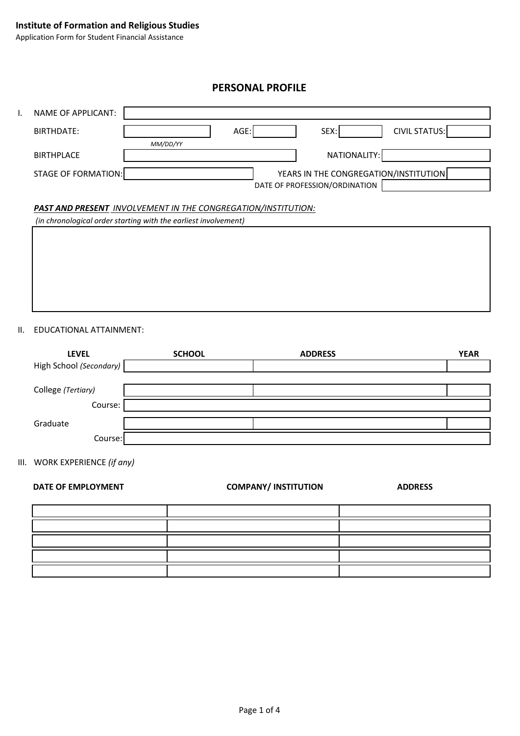**Institute of Formation and Religious Studies**
Application Form for Student Financial Assistance

## PERSONAL PROFILE

I. NAME OF APPLICANT:

BIRTHDATE: _____ *MM/DD/YY* AGE: _____ SEX: _____ CIVIL STATUS: _____

BIRTHPLACE _____ NATIONALITY: _____

STAGE OF FORMATION: _____ YEARS IN THE CONGREGATION/INSTITUTION _____

DATE OF PROFESSION/ORDINATION _____

***PAST AND PRESENT*** *INVOLVEMENT IN THE CONGREGATION/INSTITUTION:*
*(in chronological order starting with the earliest involvement)*

II. EDUCATIONAL ATTAINMENT:

| LEVEL | SCHOOL | ADDRESS | YEAR |
| --- | --- | --- | --- |
| High School *(Secondary)* | | | |
| College *(Tertiary)* | | | |
| Course: | | | |
| Graduate | | | |
| Course: | | | |

III. WORK EXPERIENCE *(if any)*

| DATE OF EMPLOYMENT | COMPANY/ INSTITUTION | ADDRESS |
| --- | --- | --- |
| | | |
| | | |
| | | |
| | | |
| | | |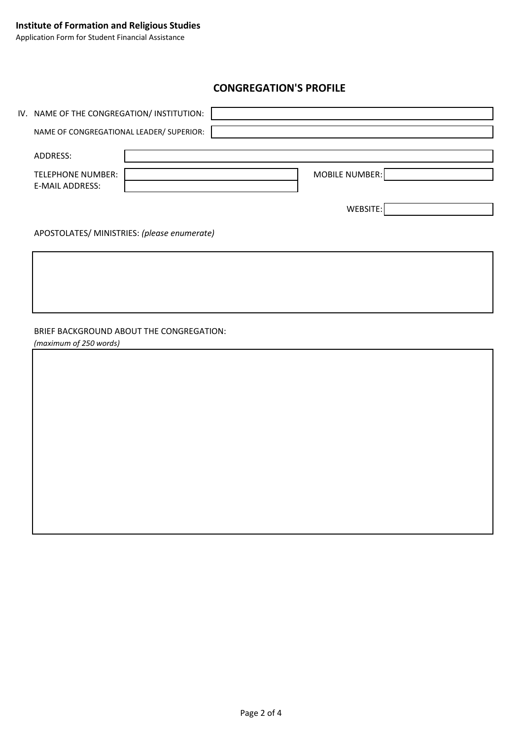## CONGREGATION'S PROFILE

IV. NAME OF THE CONGREGATION/ INSTITUTION:

NAME OF CONGREGATIONAL LEADER/ SUPERIOR:

ADDRESS:

TELEPHONE NUMBER:

MOBILE NUMBER:

E-MAIL ADDRESS:

WEBSITE:

APOSTOLATES/ MINISTRIES: *(please enumerate)*

BRIEF BACKGROUND ABOUT THE CONGREGATION:
*(maximum of 250 words)*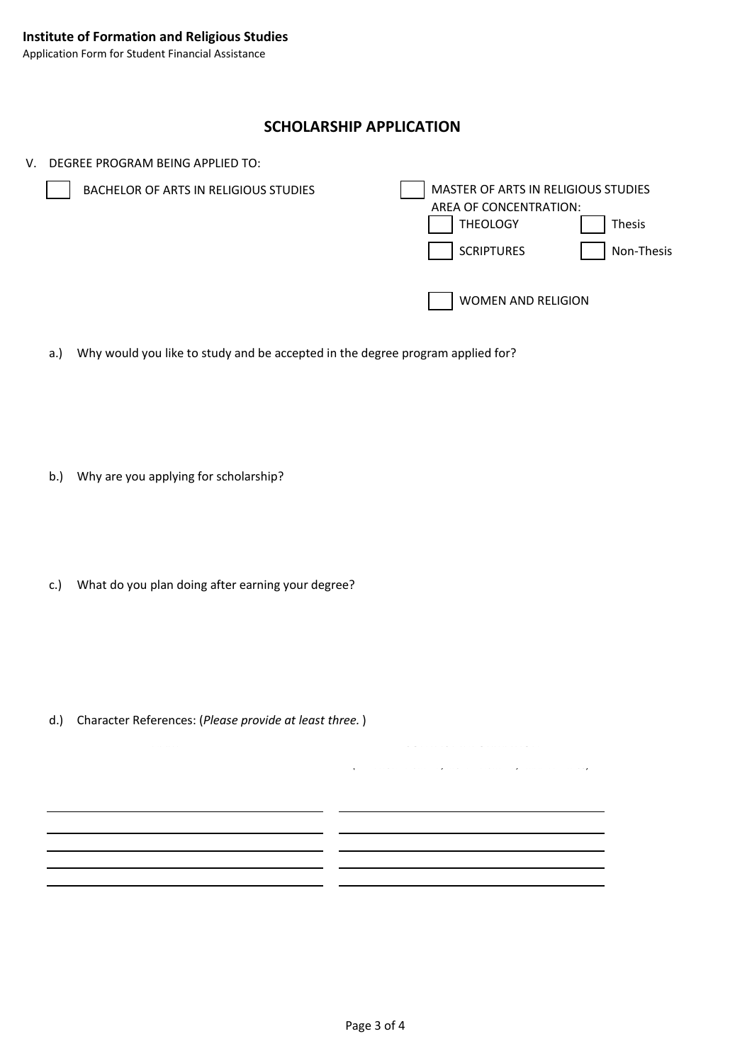**Institute of Formation and Religious Studies**
Application Form for Student Financial Assistance

## SCHOLARSHIP APPLICATION

V. DEGREE PROGRAM BEING APPLIED TO:

- [ ] BACHELOR OF ARTS IN RELIGIOUS STUDIES
- [ ] MASTER OF ARTS IN RELIGIOUS STUDIES
  AREA OF CONCENTRATION:
  - [ ] THEOLOGY
  - [ ] SCRIPTURES
  - [ ] WOMEN AND RELIGION
  - [ ] Thesis
  - [ ] Non-Thesis

a.) Why would you like to study and be accepted in the degree program applied for?

b.) Why are you applying for scholarship?

c.) What do you plan doing after earning your degree?

d.) Character References: (*Please provide at least three.* )

| | |
|---|---|
| | |
| | |
| | |
| | |
| | |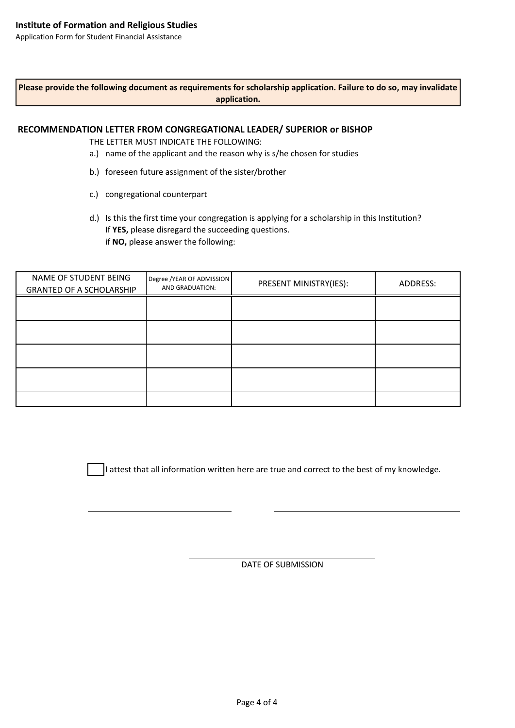**Institute of Formation and Religious Studies**

Application Form for Student Financial Assistance

**Please provide the following document as requirements for scholarship application. Failure to do so, may invalidate application.**

**RECOMMENDATION LETTER FROM CONGREGATIONAL LEADER/ SUPERIOR or BISHOP**

THE LETTER MUST INDICATE THE FOLLOWING:

a.) name of the applicant and the reason why is s/he chosen for studies

b.) foreseen future assignment of the sister/brother

c.) congregational counterpart

d.) Is this the first time your congregation is applying for a scholarship in this Institution?
If **YES,** please disregard the succeeding questions.
if **NO,** please answer the following:

| NAME OF STUDENT BEING GRANTED OF A SCHOLARSHIP | Degree /YEAR OF ADMISSION AND GRADUATION: | PRESENT MINISTRY(IES): | ADDRESS: |
|---|---|---|---|
| | | | |
| | | | |
| | | | |
| | | | |
| | | | |

☐ I attest that all information written here are true and correct to the best of my knowledge.

\_\_\_\_\_\_\_\_\_\_\_\_\_\_\_\_\_\_\_\_\_\_\_\_ \_\_\_\_\_\_\_\_\_\_\_\_\_\_\_\_\_\_\_\_\_\_\_\_

\_\_\_\_\_\_\_\_\_\_\_\_\_\_\_\_\_\_\_\_\_\_\_\_

DATE OF SUBMISSION